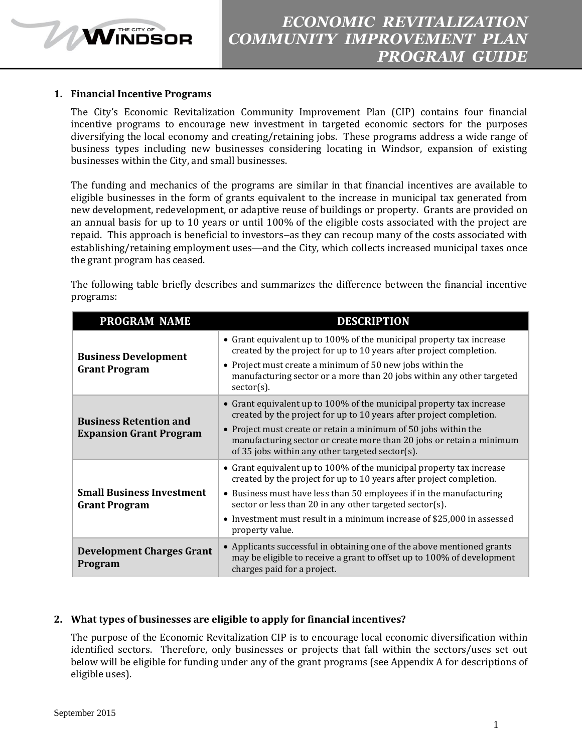# ECONOMIC REVITALIZATION COMMUNITY IMPROVEMENT PLAN PROGRAM GUIDE

## 1. Financial Incentive Programs

The City's Economic Revitalization Community Improvement Plan (CIP) contains four financial incentive programs to encourage new investment in targeted economic sectors for the purposes diversifying the local economy and creating/retaining jobs. These programs address a wide range of business types including new businesses considering locating in Windsor, expansion of existing businesses within the City, and small businesses.

The funding and mechanics of the programs are similar in that financial incentives are available to eligible businesses in the form of grants equivalent to the increase in municipal tax generated from new development, redevelopment, or adaptive reuse of buildings or property. Grants are provided on an annual basis for up to 10 years or until 100% of the eligible costs associated with the project are repaid. This approach is beneficial to investors–as they can recoup many of the costs associated with establishing/retaining employment uses—and the City, which collects increased municipal taxes once the grant program has ceased.

The following table briefly describes and summarizes the difference between the financial incentive programs:

| PROGRAM NAME | DESCRIPTION |
|---|---|
| **Business Development Grant Program** | • Grant equivalent up to 100% of the municipal property tax increase created by the project for up to 10 years after project completion.<br>• Project must create a minimum of 50 new jobs within the manufacturing sector or a more than 20 jobs within any other targeted sector(s). |
| **Business Retention and Expansion Grant Program** | • Grant equivalent up to 100% of the municipal property tax increase created by the project for up to 10 years after project completion.<br>• Project must create or retain a minimum of 50 jobs within the manufacturing sector or create more than 20 jobs or retain a minimum of 35 jobs within any other targeted sector(s). |
| **Small Business Investment Grant Program** | • Grant equivalent up to 100% of the municipal property tax increase created by the project for up to 10 years after project completion.<br>• Business must have less than 50 employees if in the manufacturing sector or less than 20 in any other targeted sector(s).<br>• Investment must result in a minimum increase of $25,000 in assessed property value. |
| **Development Charges Grant Program** | • Applicants successful in obtaining one of the above mentioned grants may be eligible to receive a grant to offset up to 100% of development charges paid for a project. |

## 2. What types of businesses are eligible to apply for financial incentives?

The purpose of the Economic Revitalization CIP is to encourage local economic diversification within identified sectors. Therefore, only businesses or projects that fall within the sectors/uses set out below will be eligible for funding under any of the grant programs (see Appendix A for descriptions of eligible uses).

September 2015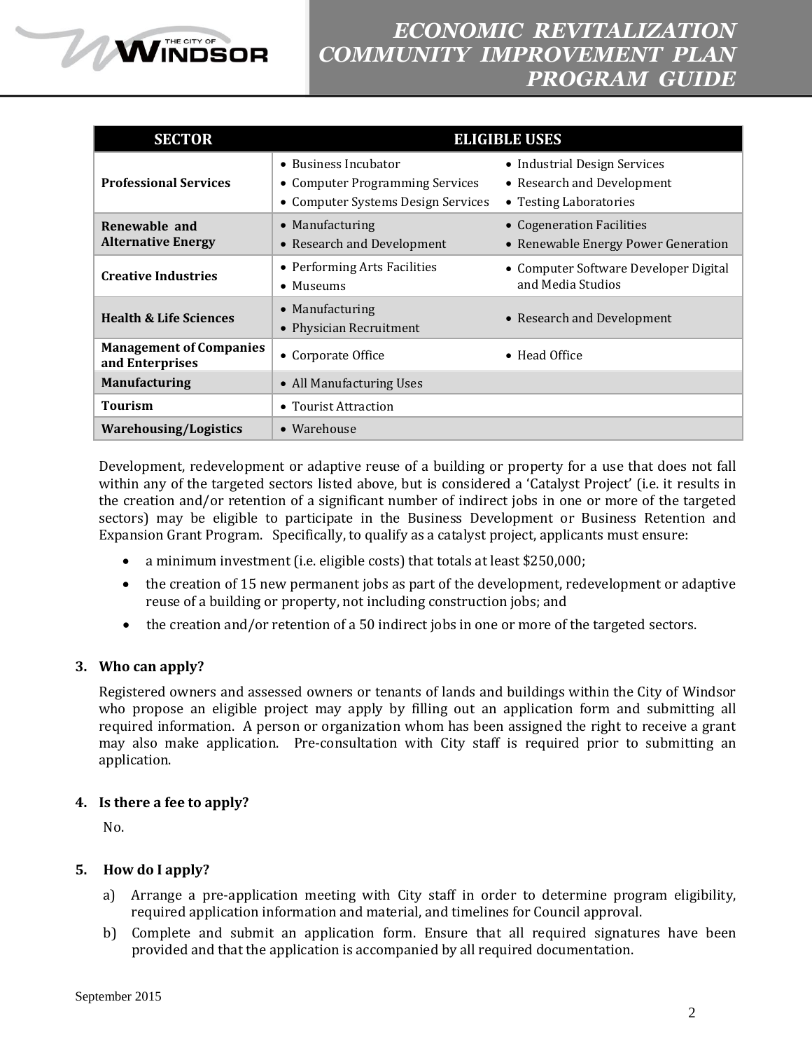| SECTOR | ELIGIBLE USES | |
|---|---|---|
| **Professional Services** | • Business Incubator<br>• Computer Programming Services<br>• Computer Systems Design Services | • Industrial Design Services<br>• Research and Development<br>• Testing Laboratories |
| **Renewable and Alternative Energy** | • Manufacturing<br>• Research and Development | • Cogeneration Facilities<br>• Renewable Energy Power Generation |
| **Creative Industries** | • Performing Arts Facilities<br>• Museums | • Computer Software Developer Digital and Media Studios |
| **Health & Life Sciences** | • Manufacturing<br>• Physician Recruitment | • Research and Development |
| **Management of Companies and Enterprises** | • Corporate Office | • Head Office |
| **Manufacturing** | • All Manufacturing Uses | |
| **Tourism** | • Tourist Attraction | |
| **Warehousing/Logistics** | • Warehouse | |

Development, redevelopment or adaptive reuse of a building or property for a use that does not fall within any of the targeted sectors listed above, but is considered a 'Catalyst Project' (i.e. it results in the creation and/or retention of a significant number of indirect jobs in one or more of the targeted sectors) may be eligible to participate in the Business Development or Business Retention and Expansion Grant Program. Specifically, to qualify as a catalyst project, applicants must ensure:

- a minimum investment (i.e. eligible costs) that totals at least $250,000;
- the creation of 15 new permanent jobs as part of the development, redevelopment or adaptive reuse of a building or property, not including construction jobs; and
- the creation and/or retention of a 50 indirect jobs in one or more of the targeted sectors.

**3. Who can apply?**

Registered owners and assessed owners or tenants of lands and buildings within the City of Windsor who propose an eligible project may apply by filling out an application form and submitting all required information. A person or organization whom has been assigned the right to receive a grant may also make application. Pre-consultation with City staff is required prior to submitting an application.

**4. Is there a fee to apply?**

No.

**5. How do I apply?**

a) Arrange a pre-application meeting with City staff in order to determine program eligibility, required application information and material, and timelines for Council approval.

b) Complete and submit an application form. Ensure that all required signatures have been provided and that the application is accompanied by all required documentation.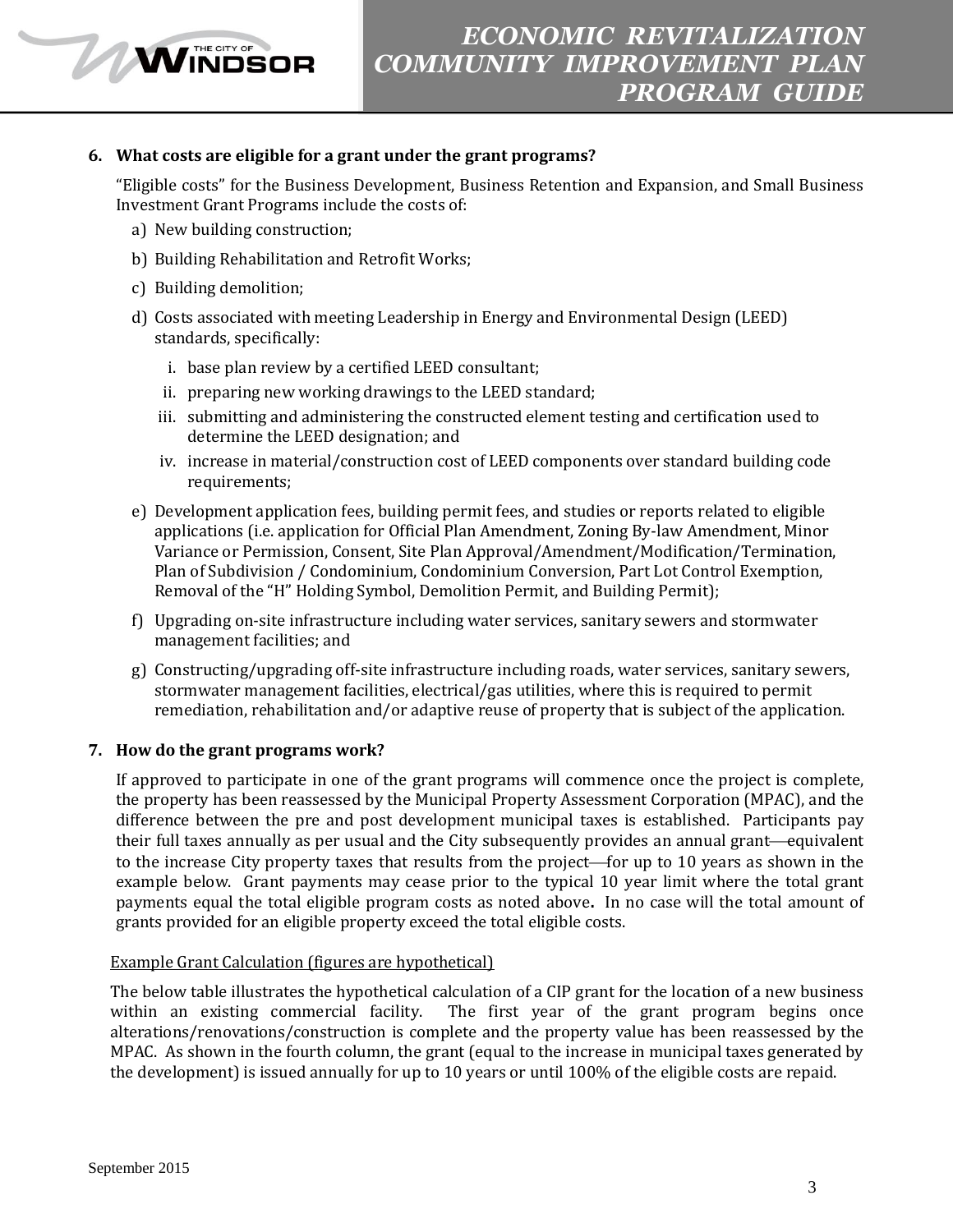**6. What costs are eligible for a grant under the grant programs?**

"Eligible costs" for the Business Development, Business Retention and Expansion, and Small Business Investment Grant Programs include the costs of:

a) New building construction;

b) Building Rehabilitation and Retrofit Works;

c) Building demolition;

d) Costs associated with meeting Leadership in Energy and Environmental Design (LEED) standards, specifically:

   i. base plan review by a certified LEED consultant;

   ii. preparing new working drawings to the LEED standard;

   iii. submitting and administering the constructed element testing and certification used to determine the LEED designation; and

   iv. increase in material/construction cost of LEED components over standard building code requirements;

e) Development application fees, building permit fees, and studies or reports related to eligible applications (i.e. application for Official Plan Amendment, Zoning By-law Amendment, Minor Variance or Permission, Consent, Site Plan Approval/Amendment/Modification/Termination, Plan of Subdivision / Condominium, Condominium Conversion, Part Lot Control Exemption, Removal of the "H" Holding Symbol, Demolition Permit, and Building Permit);

f) Upgrading on-site infrastructure including water services, sanitary sewers and stormwater management facilities; and

g) Constructing/upgrading off-site infrastructure including roads, water services, sanitary sewers, stormwater management facilities, electrical/gas utilities, where this is required to permit remediation, rehabilitation and/or adaptive reuse of property that is subject of the application.

**7. How do the grant programs work?**

If approved to participate in one of the grant programs will commence once the project is complete, the property has been reassessed by the Municipal Property Assessment Corporation (MPAC), and the difference between the pre and post development municipal taxes is established. Participants pay their full taxes annually as per usual and the City subsequently provides an annual grant—equivalent to the increase City property taxes that results from the project—for up to 10 years as shown in the example below. Grant payments may cease prior to the typical 10 year limit where the total grant payments equal the total eligible program costs as noted above**.** In no case will the total amount of grants provided for an eligible property exceed the total eligible costs.

Example Grant Calculation (figures are hypothetical)

The below table illustrates the hypothetical calculation of a CIP grant for the location of a new business within an existing commercial facility. The first year of the grant program begins once alterations/renovations/construction is complete and the property value has been reassessed by the MPAC. As shown in the fourth column, the grant (equal to the increase in municipal taxes generated by the development) is issued annually for up to 10 years or until 100% of the eligible costs are repaid.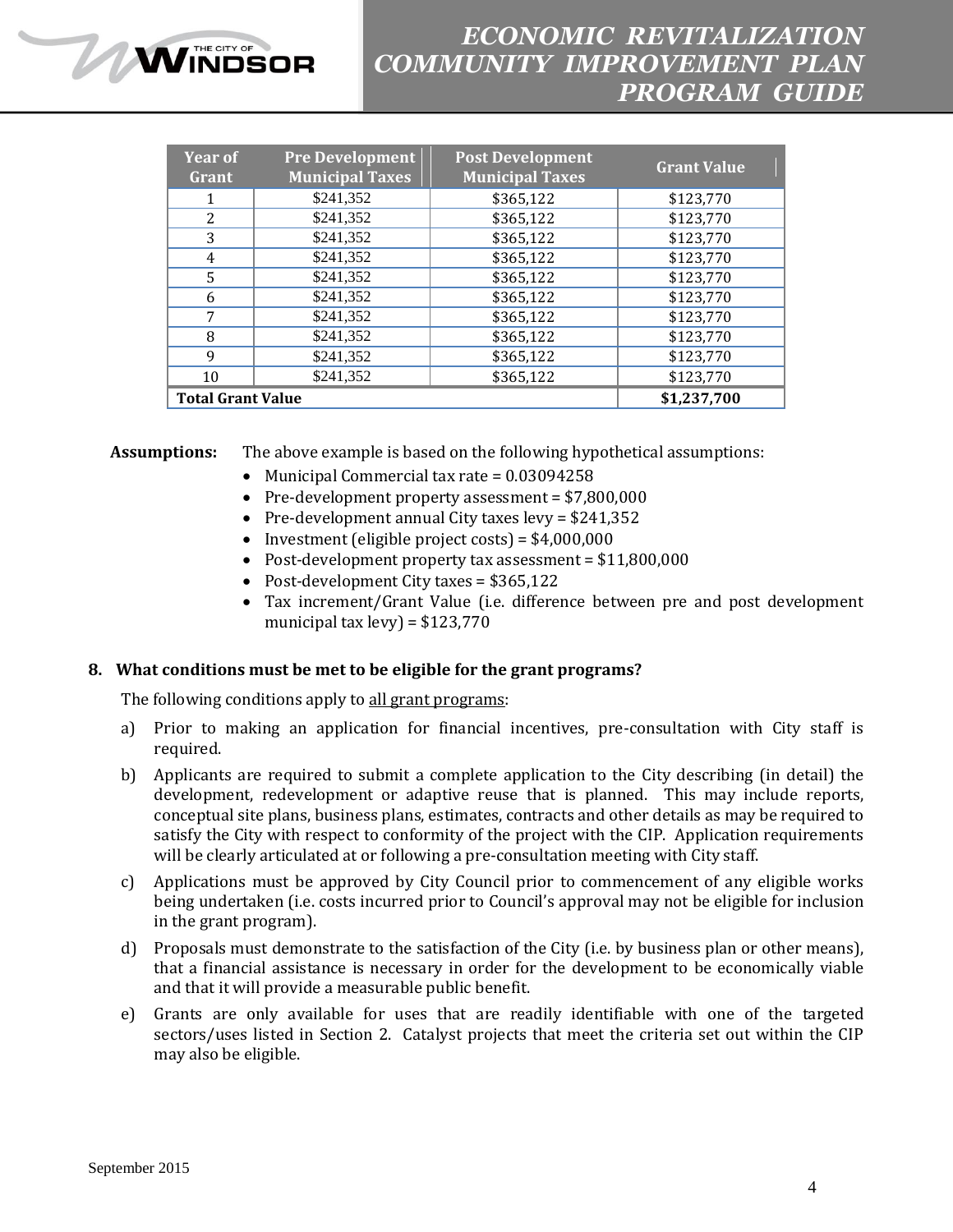| Year of Grant | Pre Development Municipal Taxes | Post Development Municipal Taxes | Grant Value |
|---|---|---|---|
| 1 | $241,352 | $365,122 | $123,770 |
| 2 | $241,352 | $365,122 | $123,770 |
| 3 | $241,352 | $365,122 | $123,770 |
| 4 | $241,352 | $365,122 | $123,770 |
| 5 | $241,352 | $365,122 | $123,770 |
| 6 | $241,352 | $365,122 | $123,770 |
| 7 | $241,352 | $365,122 | $123,770 |
| 8 | $241,352 | $365,122 | $123,770 |
| 9 | $241,352 | $365,122 | $123,770 |
| 10 | $241,352 | $365,122 | $123,770 |
| **Total Grant Value** | | | **$1,237,700** |

**Assumptions:** The above example is based on the following hypothetical assumptions:

- Municipal Commercial tax rate = 0.03094258
- Pre-development property assessment = $7,800,000
- Pre-development annual City taxes levy = $241,352
- Investment (eligible project costs) = $4,000,000
- Post-development property tax assessment = $11,800,000
- Post-development City taxes = $365,122
- Tax increment/Grant Value (i.e. difference between pre and post development municipal tax levy) = $123,770

### 8. What conditions must be met to be eligible for the grant programs?

The following conditions apply to all grant programs:

a) Prior to making an application for financial incentives, pre-consultation with City staff is required.

b) Applicants are required to submit a complete application to the City describing (in detail) the development, redevelopment or adaptive reuse that is planned. This may include reports, conceptual site plans, business plans, estimates, contracts and other details as may be required to satisfy the City with respect to conformity of the project with the CIP. Application requirements will be clearly articulated at or following a pre-consultation meeting with City staff.

c) Applications must be approved by City Council prior to commencement of any eligible works being undertaken (i.e. costs incurred prior to Council's approval may not be eligible for inclusion in the grant program).

d) Proposals must demonstrate to the satisfaction of the City (i.e. by business plan or other means), that a financial assistance is necessary in order for the development to be economically viable and that it will provide a measurable public benefit.

e) Grants are only available for uses that are readily identifiable with one of the targeted sectors/uses listed in Section 2. Catalyst projects that meet the criteria set out within the CIP may also be eligible.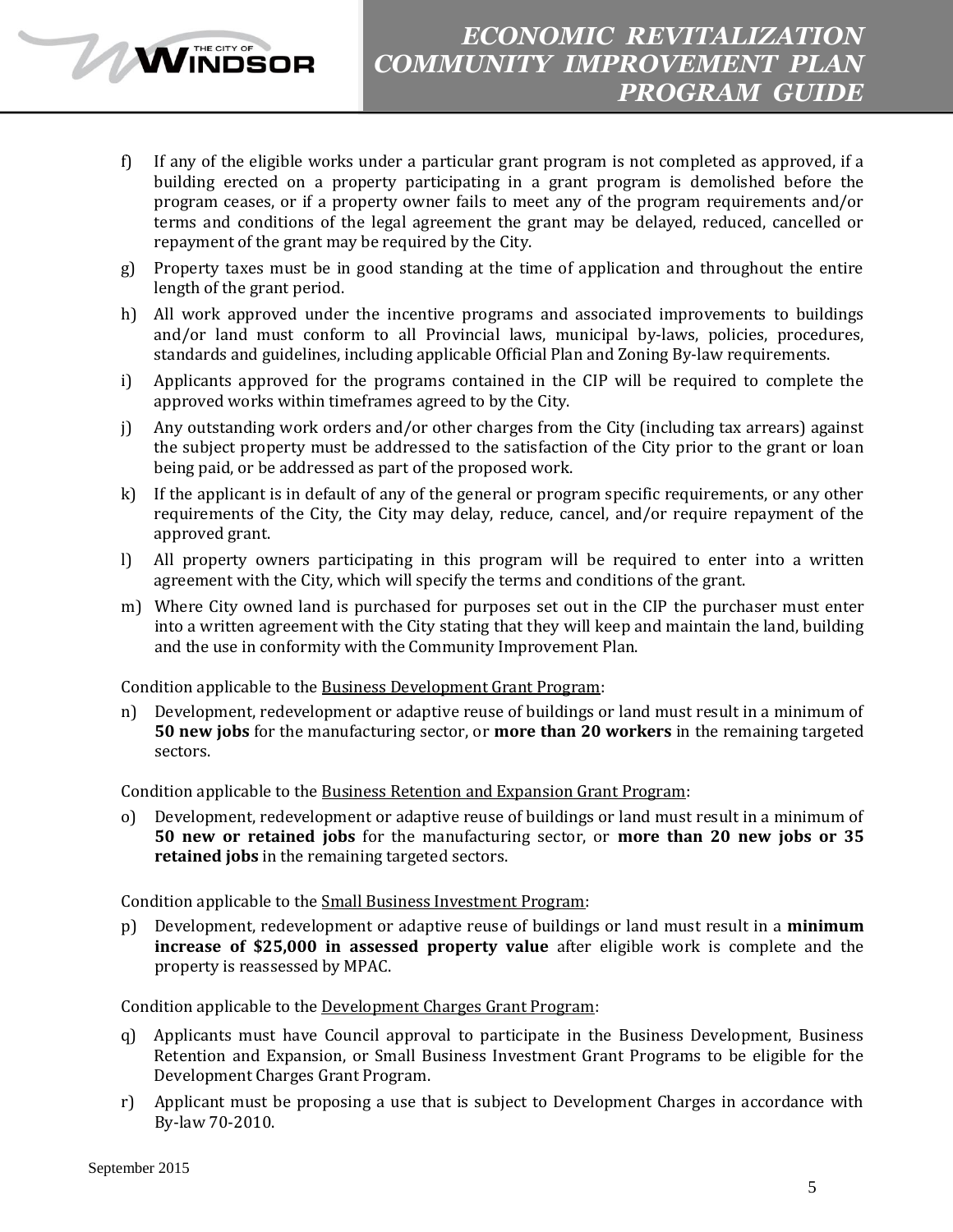f) If any of the eligible works under a particular grant program is not completed as approved, if a building erected on a property participating in a grant program is demolished before the program ceases, or if a property owner fails to meet any of the program requirements and/or terms and conditions of the legal agreement the grant may be delayed, reduced, cancelled or repayment of the grant may be required by the City.

g) Property taxes must be in good standing at the time of application and throughout the entire length of the grant period.

h) All work approved under the incentive programs and associated improvements to buildings and/or land must conform to all Provincial laws, municipal by-laws, policies, procedures, standards and guidelines, including applicable Official Plan and Zoning By-law requirements.

i) Applicants approved for the programs contained in the CIP will be required to complete the approved works within timeframes agreed to by the City.

j) Any outstanding work orders and/or other charges from the City (including tax arrears) against the subject property must be addressed to the satisfaction of the City prior to the grant or loan being paid, or be addressed as part of the proposed work.

k) If the applicant is in default of any of the general or program specific requirements, or any other requirements of the City, the City may delay, reduce, cancel, and/or require repayment of the approved grant.

l) All property owners participating in this program will be required to enter into a written agreement with the City, which will specify the terms and conditions of the grant.

m) Where City owned land is purchased for purposes set out in the CIP the purchaser must enter into a written agreement with the City stating that they will keep and maintain the land, building and the use in conformity with the Community Improvement Plan.

Condition applicable to the Business Development Grant Program:

n) Development, redevelopment or adaptive reuse of buildings or land must result in a minimum of **50 new jobs** for the manufacturing sector, or **more than 20 workers** in the remaining targeted sectors.

Condition applicable to the Business Retention and Expansion Grant Program:

o) Development, redevelopment or adaptive reuse of buildings or land must result in a minimum of **50 new or retained jobs** for the manufacturing sector, or **more than 20 new jobs or 35 retained jobs** in the remaining targeted sectors.

Condition applicable to the Small Business Investment Program:

p) Development, redevelopment or adaptive reuse of buildings or land must result in a **minimum increase of $25,000 in assessed property value** after eligible work is complete and the property is reassessed by MPAC.

Condition applicable to the Development Charges Grant Program:

q) Applicants must have Council approval to participate in the Business Development, Business Retention and Expansion, or Small Business Investment Grant Programs to be eligible for the Development Charges Grant Program.

r) Applicant must be proposing a use that is subject to Development Charges in accordance with By-law 70-2010.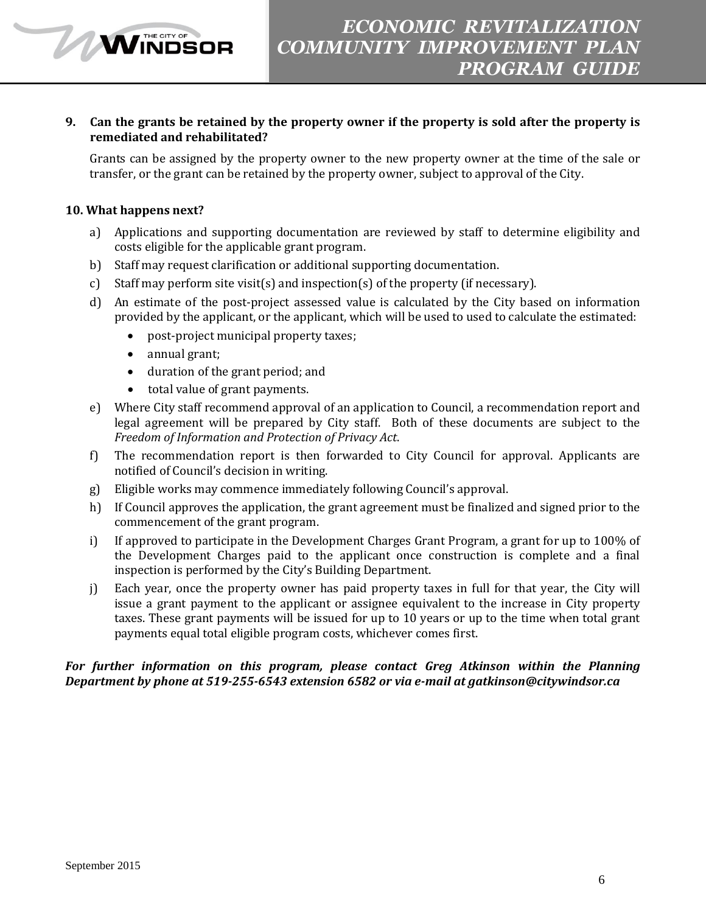**9. Can the grants be retained by the property owner if the property is sold after the property is remediated and rehabilitated?**

Grants can be assigned by the property owner to the new property owner at the time of the sale or transfer, or the grant can be retained by the property owner, subject to approval of the City.

**10. What happens next?**

a) Applications and supporting documentation are reviewed by staff to determine eligibility and costs eligible for the applicable grant program.

b) Staff may request clarification or additional supporting documentation.

c) Staff may perform site visit(s) and inspection(s) of the property (if necessary).

d) An estimate of the post-project assessed value is calculated by the City based on information provided by the applicant, or the applicant, which will be used to used to calculate the estimated:
   - post-project municipal property taxes;
   - annual grant;
   - duration of the grant period; and
   - total value of grant payments.

e) Where City staff recommend approval of an application to Council, a recommendation report and legal agreement will be prepared by City staff. Both of these documents are subject to the *Freedom of Information and Protection of Privacy Act*.

f) The recommendation report is then forwarded to City Council for approval. Applicants are notified of Council's decision in writing.

g) Eligible works may commence immediately following Council's approval.

h) If Council approves the application, the grant agreement must be finalized and signed prior to the commencement of the grant program.

i) If approved to participate in the Development Charges Grant Program, a grant for up to 100% of the Development Charges paid to the applicant once construction is complete and a final inspection is performed by the City's Building Department.

j) Each year, once the property owner has paid property taxes in full for that year, the City will issue a grant payment to the applicant or assignee equivalent to the increase in City property taxes. These grant payments will be issued for up to 10 years or up to the time when total grant payments equal total eligible program costs, whichever comes first.

***For further information on this program, please contact Greg Atkinson within the Planning Department by phone at 519-255-6543 extension 6582 or via e-mail at gatkinson@citywindsor.ca***

September 2015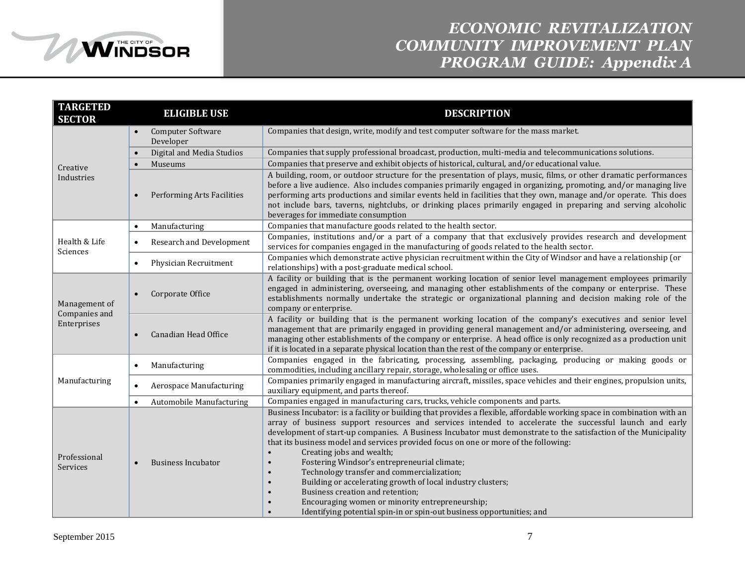| TARGETED SECTOR | ELIGIBLE USE | DESCRIPTION |
| --- | --- | --- |
| Creative Industries | • Computer Software Developer | Companies that design, write, modify and test computer software for the mass market. |
| | • Digital and Media Studios | Companies that supply professional broadcast, production, multi-media and telecommunications solutions. |
| | • Museums | Companies that preserve and exhibit objects of historical, cultural, and/or educational value. |
| | • Performing Arts Facilities | A building, room, or outdoor structure for the presentation of plays, music, films, or other dramatic performances before a live audience. Also includes companies primarily engaged in organizing, promoting, and/or managing live performing arts productions and similar events held in facilities that they own, manage and/or operate. This does not include bars, taverns, nightclubs, or drinking places primarily engaged in preparing and serving alcoholic beverages for immediate consumption |
| Health & Life Sciences | • Manufacturing | Companies that manufacture goods related to the health sector. |
| | • Research and Development | Companies, institutions and/or a part of a company that that exclusively provides research and development services for companies engaged in the manufacturing of goods related to the health sector. |
| | • Physician Recruitment | Companies which demonstrate active physician recruitment within the City of Windsor and have a relationship (or relationships) with a post-graduate medical school. |
| Management of Companies and Enterprises | • Corporate Office | A facility or building that is the permanent working location of senior level management employees primarily engaged in administering, overseeing, and managing other establishments of the company or enterprise. These establishments normally undertake the strategic or organizational planning and decision making role of the company or enterprise. |
| | • Canadian Head Office | A facility or building that is the permanent working location of the company's executives and senior level management that are primarily engaged in providing general management and/or administering, overseeing, and managing other establishments of the company or enterprise. A head office is only recognized as a production unit if it is located in a separate physical location than the rest of the company or enterprise. |
| Manufacturing | • Manufacturing | Companies engaged in the fabricating, processing, assembling, packaging, producing or making goods or commodities, including ancillary repair, storage, wholesaling or office uses. |
| | • Aerospace Manufacturing | Companies primarily engaged in manufacturing aircraft, missiles, space vehicles and their engines, propulsion units, auxiliary equipment, and parts thereof. |
| | • Automobile Manufacturing | Companies engaged in manufacturing cars, trucks, vehicle components and parts. |
| Professional Services | • Business Incubator | Business Incubator: is a facility or building that provides a flexible, affordable working space in combination with an array of business support resources and services intended to accelerate the successful launch and early development of start-up companies. A Business Incubator must demonstrate to the satisfaction of the Municipality that its business model and services provided focus on one or more of the following:<br>• Creating jobs and wealth;<br>• Fostering Windsor's entrepreneurial climate;<br>• Technology transfer and commercialization;<br>• Building or accelerating growth of local industry clusters;<br>• Business creation and retention;<br>• Encouraging women or minority entrepreneurship;<br>• Identifying potential spin-in or spin-out business opportunities; and |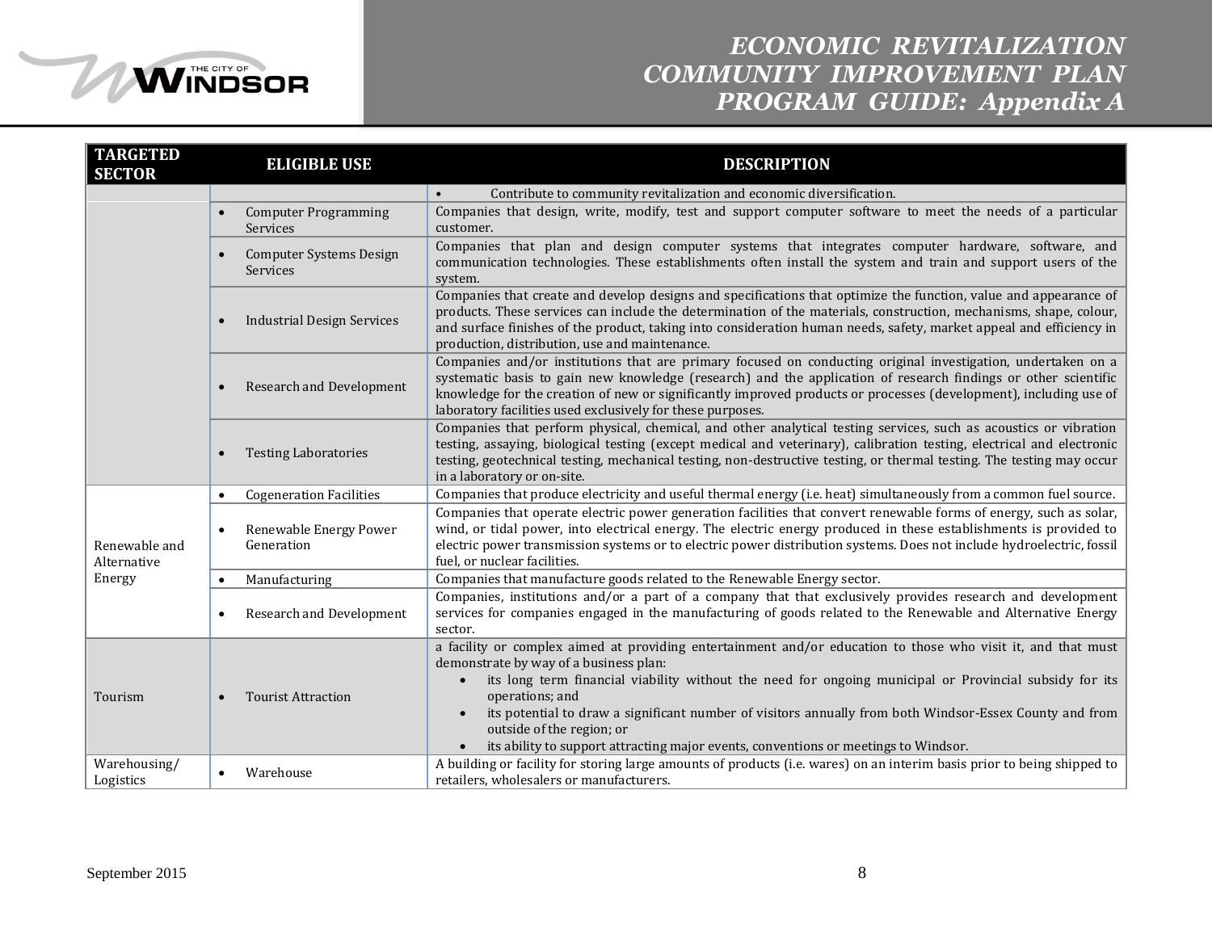| TARGETED SECTOR | ELIGIBLE USE | DESCRIPTION |
|---|---|---|
| | | • Contribute to community revitalization and economic diversification. |
| | • Computer Programming Services | Companies that design, write, modify, test and support computer software to meet the needs of a particular customer. |
| | • Computer Systems Design Services | Companies that plan and design computer systems that integrates computer hardware, software, and communication technologies. These establishments often install the system and train and support users of the system. |
| | • Industrial Design Services | Companies that create and develop designs and specifications that optimize the function, value and appearance of products. These services can include the determination of the materials, construction, mechanisms, shape, colour, and surface finishes of the product, taking into consideration human needs, safety, market appeal and efficiency in production, distribution, use and maintenance. |
| | • Research and Development | Companies and/or institutions that are primary focused on conducting original investigation, undertaken on a systematic basis to gain new knowledge (research) and the application of research findings or other scientific knowledge for the creation of new or significantly improved products or processes (development), including use of laboratory facilities used exclusively for these purposes. |
| | • Testing Laboratories | Companies that perform physical, chemical, and other analytical testing services, such as acoustics or vibration testing, assaying, biological testing (except medical and veterinary), calibration testing, electrical and electronic testing, geotechnical testing, mechanical testing, non-destructive testing, or thermal testing. The testing may occur in a laboratory or on-site. |
| Renewable and Alternative Energy | • Cogeneration Facilities | Companies that produce electricity and useful thermal energy (i.e. heat) simultaneously from a common fuel source. |
| | • Renewable Energy Power Generation | Companies that operate electric power generation facilities that convert renewable forms of energy, such as solar, wind, or tidal power, into electrical energy. The electric energy produced in these establishments is provided to electric power transmission systems or to electric power distribution systems. Does not include hydroelectric, fossil fuel, or nuclear facilities. |
| | • Manufacturing | Companies that manufacture goods related to the Renewable Energy sector. |
| | • Research and Development | Companies, institutions and/or a part of a company that that exclusively provides research and development services for companies engaged in the manufacturing of goods related to the Renewable and Alternative Energy sector. |
| Tourism | • Tourist Attraction | a facility or complex aimed at providing entertainment and/or education to those who visit it, and that must demonstrate by way of a business plan: <br>• its long term financial viability without the need for ongoing municipal or Provincial subsidy for its operations; and <br>• its potential to draw a significant number of visitors annually from both Windsor-Essex County and from outside of the region; or <br>• its ability to support attracting major events, conventions or meetings to Windsor. |
| Warehousing/ Logistics | • Warehouse | A building or facility for storing large amounts of products (i.e. wares) on an interim basis prior to being shipped to retailers, wholesalers or manufacturers. |

September 2015